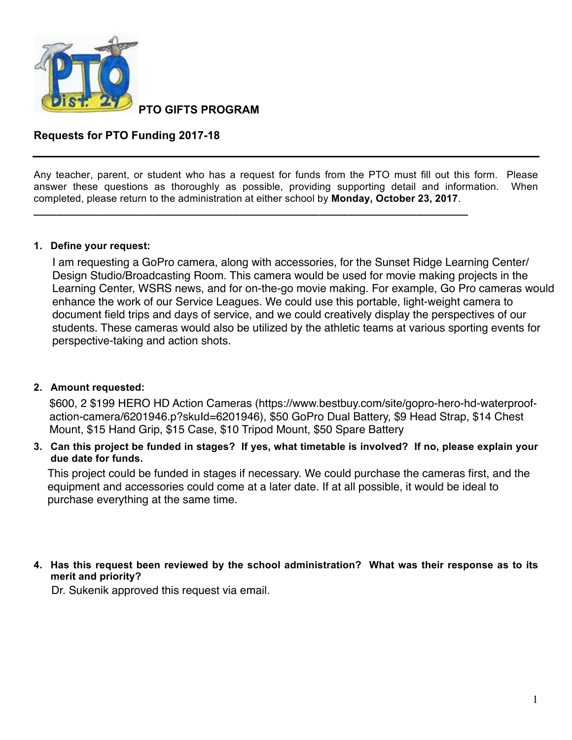**PTO GIFTS PROGRAM**

**Requests for PTO Funding 2017-18**

---

Any teacher, parent, or student who has a request for funds from the PTO must fill out this form. Please answer these questions as thoroughly as possible, providing supporting detail and information. When completed, please return to the administration at either school by **Monday, October 23, 2017**.

---

1. **Define your request:**

   I am requesting a GoPro camera, along with accessories, for the Sunset Ridge Learning Center/ Design Studio/Broadcasting Room. This camera would be used for movie making projects in the Learning Center, WSRS news, and for on-the-go movie making. For example, Go Pro cameras would enhance the work of our Service Leagues. We could use this portable, light-weight camera to document field trips and days of service, and we could creatively display the perspectives of our students. These cameras would also be utilized by the athletic teams at various sporting events for perspective-taking and action shots.

2. **Amount requested:**

   $600, 2 $199 HERO HD Action Cameras (https://www.bestbuy.com/site/gopro-hero-hd-waterproof-action-camera/6201946.p?skuId=6201946), $50 GoPro Dual Battery, $9 Head Strap, $14 Chest Mount, $15 Hand Grip, $15 Case, $10 Tripod Mount, $50 Spare Battery

3. **Can this project be funded in stages? If yes, what timetable is involved? If no, please explain your due date for funds.**

   This project could be funded in stages if necessary. We could purchase the cameras first, and the equipment and accessories could come at a later date. If at all possible, it would be ideal to purchase everything at the same time.

4. **Has this request been reviewed by the school administration? What was their response as to its merit and priority?**

   Dr. Sukenik approved this request via email.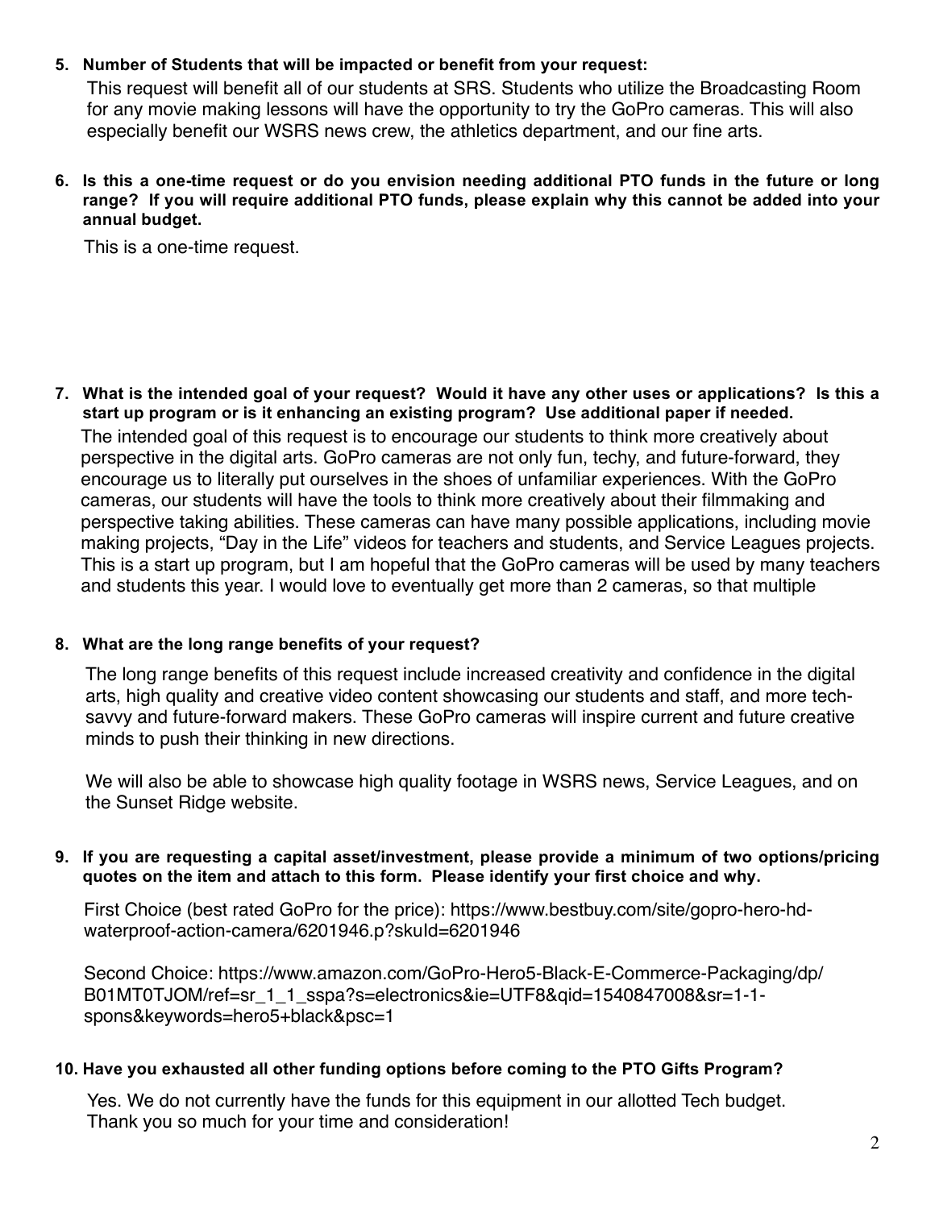5. **Number of Students that will be impacted or benefit from your request:**

   This request will benefit all of our students at SRS. Students who utilize the Broadcasting Room for any movie making lessons will have the opportunity to try the GoPro cameras. This will also especially benefit our WSRS news crew, the athletics department, and our fine arts.

6. **Is this a one-time request or do you envision needing additional PTO funds in the future or long range? If you will require additional PTO funds, please explain why this cannot be added into your annual budget.**

   This is a one-time request.

7. **What is the intended goal of your request? Would it have any other uses or applications? Is this a start up program or is it enhancing an existing program? Use additional paper if needed.**

   The intended goal of this request is to encourage our students to think more creatively about perspective in the digital arts. GoPro cameras are not only fun, techy, and future-forward, they encourage us to literally put ourselves in the shoes of unfamiliar experiences. With the GoPro cameras, our students will have the tools to think more creatively about their filmmaking and perspective taking abilities. These cameras can have many possible applications, including movie making projects, "Day in the Life" videos for teachers and students, and Service Leagues projects. This is a start up program, but I am hopeful that the GoPro cameras will be used by many teachers and students this year. I would love to eventually get more than 2 cameras, so that multiple

8. **What are the long range benefits of your request?**

   The long range benefits of this request include increased creativity and confidence in the digital arts, high quality and creative video content showcasing our students and staff, and more tech-savvy and future-forward makers. These GoPro cameras will inspire current and future creative minds to push their thinking in new directions.

   We will also be able to showcase high quality footage in WSRS news, Service Leagues, and on the Sunset Ridge website.

9. **If you are requesting a capital asset/investment, please provide a minimum of two options/pricing quotes on the item and attach to this form. Please identify your first choice and why.**

   First Choice (best rated GoPro for the price): https://www.bestbuy.com/site/gopro-hero-hd-waterproof-action-camera/6201946.p?skuId=6201946

   Second Choice: https://www.amazon.com/GoPro-Hero5-Black-E-Commerce-Packaging/dp/B01MT0TJOM/ref=sr_1_1_sspa?s=electronics&ie=UTF8&qid=1540847008&sr=1-1-spons&keywords=hero5+black&psc=1

10. **Have you exhausted all other funding options before coming to the PTO Gifts Program?**

    Yes. We do not currently have the funds for this equipment in our allotted Tech budget. Thank you so much for your time and consideration!